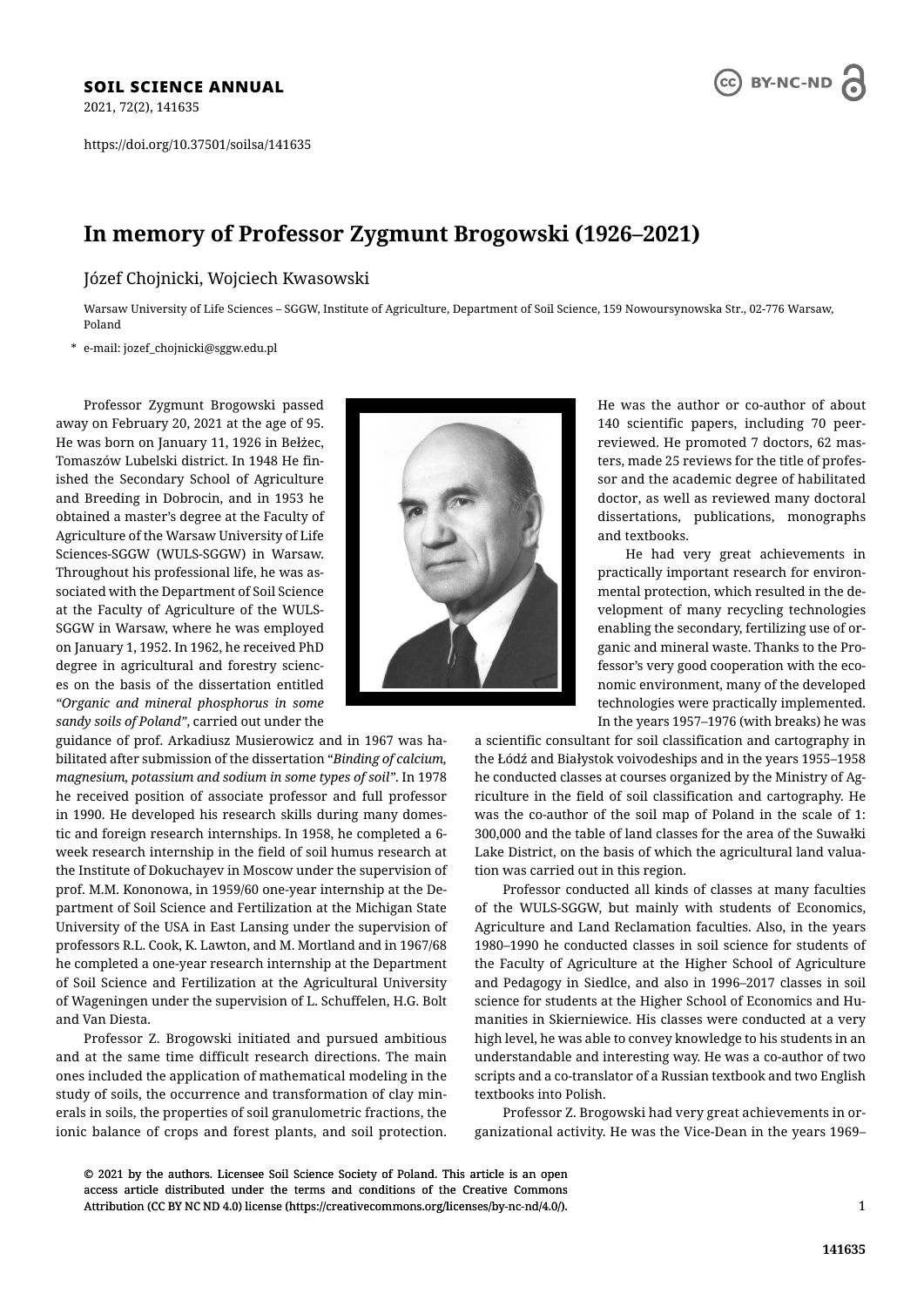# In memory of Professor Zygmunt Brogowski (1926–2021)

Józef Chojnicki, Wojciech Kwasowski

Warsaw University of Life Sciences – SGGW, Institute of Agriculture, Department of Soil Science, 159 Nowoursynowska Str., 02-776 Warsaw, Poland

\* e-mail: jozef_chojnicki@sggw.edu.pl

Professor Zygmunt Brogowski passed away on February 20, 2021 at the age of 95. He was born on January 11, 1926 in Bełżec, Tomaszów Lubelski district. In 1948 He finished the Secondary School of Agriculture and Breeding in Dobrocin, and in 1953 he obtained a master's degree at the Faculty of Agriculture of the Warsaw University of Life Sciences-SGGW (WULS-SGGW) in Warsaw. Throughout his professional life, he was associated with the Department of Soil Science at the Faculty of Agriculture of the WULS-SGGW in Warsaw, where he was employed on January 1, 1952. In 1962, he received PhD degree in agricultural and forestry sciences on the basis of the dissertation entitled *"Organic and mineral phosphorus in some sandy soils of Poland"*, carried out under the guidance of prof. Arkadiusz Musierowicz and in 1967 was habilitated after submission of the dissertation "*Binding of calcium, magnesium, potassium and sodium in some types of soil*". In 1978 he received position of associate professor and full professor in 1990. He developed his research skills during many domestic and foreign research internships. In 1958, he completed a 6-week research internship in the field of soil humus research at the Institute of Dokuchayev in Moscow under the supervision of prof. M.M. Kononowa, in 1959/60 one-year internship at the Department of Soil Science and Fertilization at the Michigan State University of the USA in East Lansing under the supervision of professors R.L. Cook, K. Lawton, and M. Mortland and in 1967/68 he completed a one-year research internship at the Department of Soil Science and Fertilization at the Agricultural University of Wageningen under the supervision of L. Schuffelen, H.G. Bolt and Van Diesta.

Professor Z. Brogowski initiated and pursued ambitious and at the same time difficult research directions. The main ones included the application of mathematical modeling in the study of soils, the occurrence and transformation of clay minerals in soils, the properties of soil granulometric fractions, the ionic balance of crops and forest plants, and soil protection. He was the author or co-author of about 140 scientific papers, including 70 peer-reviewed. He promoted 7 doctors, 62 masters, made 25 reviews for the title of professor and the academic degree of habilitated doctor, as well as reviewed many doctoral dissertations, publications, monographs and textbooks.

He had very great achievements in practically important research for environmental protection, which resulted in the development of many recycling technologies enabling the secondary, fertilizing use of organic and mineral waste. Thanks to the Professor's very good cooperation with the economic environment, many of the developed technologies were practically implemented. In the years 1957–1976 (with breaks) he was a scientific consultant for soil classification and cartography in the Łódź and Białystok voivodeships and in the years 1955–1958 he conducted classes at courses organized by the Ministry of Agriculture in the field of soil classification and cartography. He was the co-author of the soil map of Poland in the scale of 1: 300,000 and the table of land classes for the area of the Suwałki Lake District, on the basis of which the agricultural land valuation was carried out in this region.

Professor conducted all kinds of classes at many faculties of the WULS-SGGW, but mainly with students of Economics, Agriculture and Land Reclamation faculties. Also, in the years 1980–1990 he conducted classes in soil science for students of the Faculty of Agriculture at the Higher School of Agriculture and Pedagogy in Siedlce, and also in 1996–2017 classes in soil science for students at the Higher School of Economics and Humanities in Skierniewice. His classes were conducted at a very high level, he was able to convey knowledge to his students in an understandable and interesting way. He was a co-author of two scripts and a co-translator of a Russian textbook and two English textbooks into Polish.

Professor Z. Brogowski had very great achievements in organizational activity. He was the Vice-Dean in the years 1969–

© 2021 by the authors. Licensee Soil Science Society of Poland. This article is an open access article distributed under the terms and conditions of the Creative Commons Attribution (CC BY NC ND 4.0) license (https://creativecommons.org/licenses/by-nc-nd/4.0/).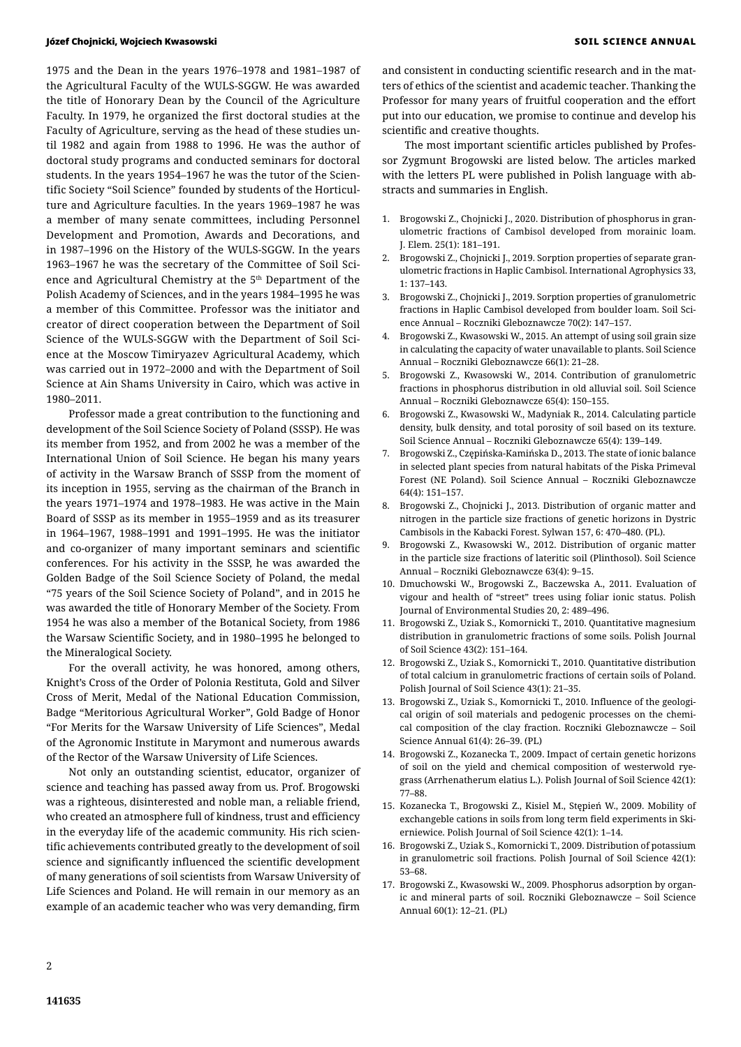1975 and the Dean in the years 1976–1978 and 1981–1987 of the Agricultural Faculty of the WULS-SGGW. He was awarded the title of Honorary Dean by the Council of the Agriculture Faculty. In 1979, he organized the first doctoral studies at the Faculty of Agriculture, serving as the head of these studies until 1982 and again from 1988 to 1996. He was the author of doctoral study programs and conducted seminars for doctoral students. In the years 1954–1967 he was the tutor of the Scientific Society "Soil Science" founded by students of the Horticulture and Agriculture faculties. In the years 1969–1987 he was a member of many senate committees, including Personnel Development and Promotion, Awards and Decorations, and in 1987–1996 on the History of the WULS-SGGW. In the years 1963–1967 he was the secretary of the Committee of Soil Science and Agricultural Chemistry at the 5th Department of the Polish Academy of Sciences, and in the years 1984–1995 he was a member of this Committee. Professor was the initiator and creator of direct cooperation between the Department of Soil Science of the WULS-SGGW with the Department of Soil Science at the Moscow Timiryazev Agricultural Academy, which was carried out in 1972–2000 and with the Department of Soil Science at Ain Shams University in Cairo, which was active in 1980–2011.

Professor made a great contribution to the functioning and development of the Soil Science Society of Poland (SSSP). He was its member from 1952, and from 2002 he was a member of the International Union of Soil Science. He began his many years of activity in the Warsaw Branch of SSSP from the moment of its inception in 1955, serving as the chairman of the Branch in the years 1971–1974 and 1978–1983. He was active in the Main Board of SSSP as its member in 1955–1959 and as its treasurer in 1964–1967, 1988–1991 and 1991–1995. He was the initiator and co-organizer of many important seminars and scientific conferences. For his activity in the SSSP, he was awarded the Golden Badge of the Soil Science Society of Poland, the medal "75 years of the Soil Science Society of Poland", and in 2015 he was awarded the title of Honorary Member of the Society. From 1954 he was also a member of the Botanical Society, from 1986 the Warsaw Scientific Society, and in 1980–1995 he belonged to the Mineralogical Society.

For the overall activity, he was honored, among others, Knight's Cross of the Order of Polonia Restituta, Gold and Silver Cross of Merit, Medal of the National Education Commission, Badge "Meritorious Agricultural Worker", Gold Badge of Honor "For Merits for the Warsaw University of Life Sciences", Medal of the Agronomic Institute in Marymont and numerous awards of the Rector of the Warsaw University of Life Sciences.

Not only an outstanding scientist, educator, organizer of science and teaching has passed away from us. Prof. Brogowski was a righteous, disinterested and noble man, a reliable friend, who created an atmosphere full of kindness, trust and efficiency in the everyday life of the academic community. His rich scientific achievements contributed greatly to the development of soil science and significantly influenced the scientific development of many generations of soil scientists from Warsaw University of Life Sciences and Poland. He will remain in our memory as an example of an academic teacher who was very demanding, firm and consistent in conducting scientific research and in the matters of ethics of the scientist and academic teacher. Thanking the Professor for many years of fruitful cooperation and the effort put into our education, we promise to continue and develop his scientific and creative thoughts.

The most important scientific articles published by Professor Zygmunt Brogowski are listed below. The articles marked with the letters PL were published in Polish language with abstracts and summaries in English.

1. Brogowski Z., Chojnicki J., 2020. Distribution of phosphorus in granulometric fractions of Cambisol developed from morainic loam. J. Elem. 25(1): 181–191.
2. Brogowski Z., Chojnicki J., 2019. Sorption properties of separate granulometric fractions in Haplic Cambisol. International Agrophysics 33, 1: 137–143.
3. Brogowski Z., Chojnicki J., 2019. Sorption properties of granulometric fractions in Haplic Cambisol developed from boulder loam. Soil Science Annual – Roczniki Gleboznawcze 70(2): 147–157.
4. Brogowski Z., Kwasowski W., 2015. An attempt of using soil grain size in calculating the capacity of water unavailable to plants. Soil Science Annual – Roczniki Gleboznawcze 66(1): 21–28.
5. Brogowski Z., Kwasowski W., 2014. Contribution of granulometric fractions in phosphorus distribution in old alluvial soil. Soil Science Annual – Roczniki Gleboznawcze 65(4): 150–155.
6. Brogowski Z., Kwasowski W., Madyniak R., 2014. Calculating particle density, bulk density, and total porosity of soil based on its texture. Soil Science Annual – Roczniki Gleboznawcze 65(4): 139–149.
7. Brogowski Z., Czępińska-Kamińska D., 2013. The state of ionic balance in selected plant species from natural habitats of the Piska Primeval Forest (NE Poland). Soil Science Annual – Roczniki Gleboznawcze 64(4): 151–157.
8. Brogowski Z., Chojnicki J., 2013. Distribution of organic matter and nitrogen in the particle size fractions of genetic horizons in Dystric Cambisols in the Kabacki Forest. Sylwan 157, 6: 470–480. (PL).
9. Brogowski Z., Kwasowski W., 2012. Distribution of organic matter in the particle size fractions of lateritic soil (Plinthosol). Soil Science Annual – Roczniki Gleboznawcze 63(4): 9–15.
10. Dmuchowski W., Brogowski Z., Baczewska A., 2011. Evaluation of vigour and health of "street" trees using foliar ionic status. Polish Journal of Environmental Studies 20, 2: 489–496.
11. Brogowski Z., Uziak S., Komornicki T., 2010. Quantitative magnesium distribution in granulometric fractions of some soils. Polish Journal of Soil Science 43(2): 151–164.
12. Brogowski Z., Uziak S., Komornicki T., 2010. Quantitative distribution of total calcium in granulometric fractions of certain soils of Poland. Polish Journal of Soil Science 43(1): 21–35.
13. Brogowski Z., Uziak S., Komornicki T., 2010. Influence of the geological origin of soil materials and pedogenic processes on the chemical composition of the clay fraction. Roczniki Gleboznawcze – Soil Science Annual 61(4): 26–39. (PL)
14. Brogowski Z., Kozanecka T., 2009. Impact of certain genetic horizons of soil on the yield and chemical composition of westerwold ryegrass (Arrhenatherum elatius L.). Polish Journal of Soil Science 42(1): 77–88.
15. Kozanecka T., Brogowski Z., Kisiel M., Stępień W., 2009. Mobility of exchangeble cations in soils from long term field experiments in Skierniewice. Polish Journal of Soil Science 42(1): 1–14.
16. Brogowski Z., Uziak S., Komornicki T., 2009. Distribution of potassium in granulometric soil fractions. Polish Journal of Soil Science 42(1): 53–68.
17. Brogowski Z., Kwasowski W., 2009. Phosphorus adsorption by organic and mineral parts of soil. Roczniki Gleboznawcze – Soil Science Annual 60(1): 12–21. (PL)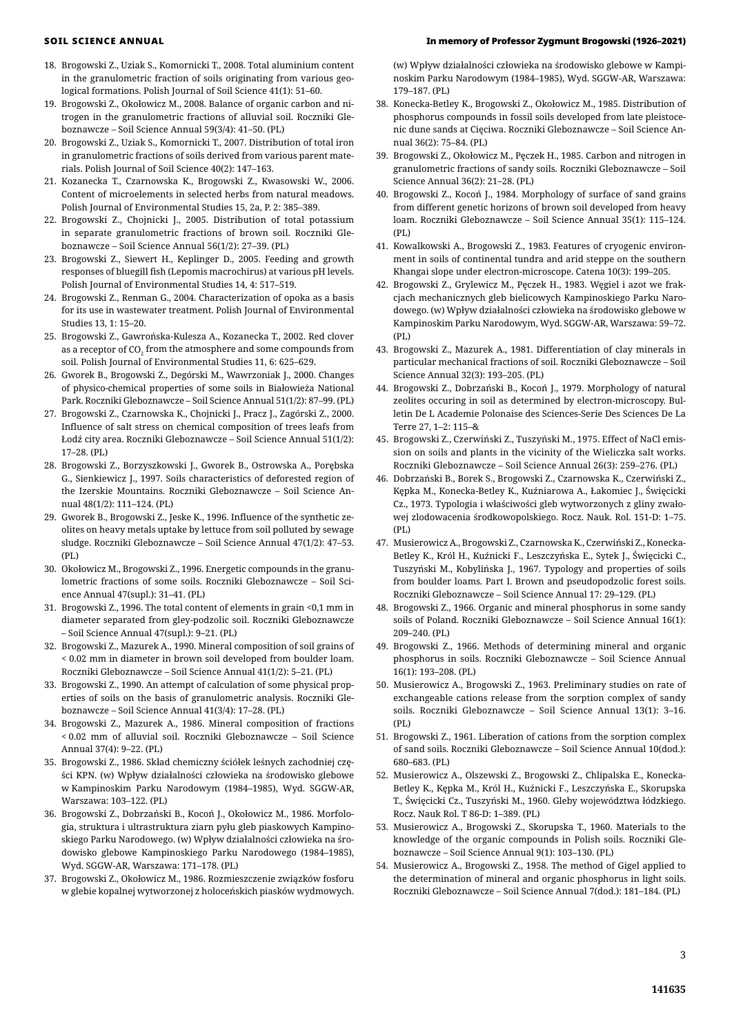18. Brogowski Z., Uziak S., Komornicki T., 2008. Total aluminium content in the granulometric fraction of soils originating from various geological formations. Polish Journal of Soil Science 41(1): 51–60.
19. Brogowski Z., Okołowicz M., 2008. Balance of organic carbon and nitrogen in the granulometric fractions of alluvial soil. Roczniki Gleboznawcze – Soil Science Annual 59(3/4): 41–50. (PL)
20. Brogowski Z., Uziak S., Komornicki T., 2007. Distribution of total iron in granulometric fractions of soils derived from various parent materials. Polish Journal of Soil Science 40(2): 147–163.
21. Kozanecka T., Czarnowska K., Brogowski Z., Kwasowski W., 2006. Content of microelements in selected herbs from natural meadows. Polish Journal of Environmental Studies 15, 2a, P. 2: 385–389.
22. Brogowski Z., Chojnicki J., 2005. Distribution of total potassium in separate granulometric fractions of brown soil. Roczniki Gleboznawcze – Soil Science Annual 56(1/2): 27–39. (PL)
23. Brogowski Z., Siewert H., Keplinger D., 2005. Feeding and growth responses of bluegill fish (Lepomis macrochirus) at various pH levels. Polish Journal of Environmental Studies 14, 4: 517–519.
24. Brogowski Z., Renman G., 2004. Characterization of opoka as a basis for its use in wastewater treatment. Polish Journal of Environmental Studies 13, 1: 15–20.
25. Brogowski Z., Gawrońska-Kulesza A., Kozanecka T., 2002. Red clover as a receptor of $CO_2$ from the atmosphere and some compounds from soil. Polish Journal of Environmental Studies 11, 6: 625–629.
26. Gworek B., Brogowski Z., Degórski M., Wawrzoniak J., 2000. Changes of physico-chemical properties of some soils in Białowieża National Park. Roczniki Gleboznawcze – Soil Science Annual 51(1/2): 87–99. (PL)
27. Brogowski Z., Czarnowska K., Chojnicki J., Pracz J., Zagórski Z., 2000. Influence of salt stress on chemical composition of trees leafs from Łódź city area. Roczniki Gleboznawcze – Soil Science Annual 51(1/2): 17–28. (PL)
28. Brogowski Z., Borzyszkowski J., Gworek B., Ostrowska A., Porębska G., Sienkiewicz J., 1997. Soils characteristics of deforested region of the Izerskie Mountains. Roczniki Gleboznawcze – Soil Science Annual 48(1/2): 111–124. (PL)
29. Gworek B., Brogowski Z., Jeske K., 1996. Influence of the synthetic zeolites on heavy metals uptake by lettuce from soil polluted by sewage sludge. Roczniki Gleboznawcze – Soil Science Annual 47(1/2): 47–53. (PL)
30. Okołowicz M., Brogowski Z., 1996. Energetic compounds in the granulometric fractions of some soils. Roczniki Gleboznawcze – Soil Science Annual 47(supl.): 31–41. (PL)
31. Brogowski Z., 1996. The total content of elements in grain <0,1 mm in diameter separated from gley-podzolic soil. Roczniki Gleboznawcze – Soil Science Annual 47(supl.): 9–21. (PL)
32. Brogowski Z., Mazurek A., 1990. Mineral composition of soil grains of < 0.02 mm in diameter in brown soil developed from boulder loam. Roczniki Gleboznawcze – Soil Science Annual 41(1/2): 5–21. (PL)
33. Brogowski Z., 1990. An attempt of calculation of some physical properties of soils on the basis of granulometric analysis. Roczniki Gleboznawcze – Soil Science Annual 41(3/4): 17–28. (PL)
34. Brogowski Z., Mazurek A., 1986. Mineral composition of fractions < 0.02 mm of alluvial soil. Roczniki Gleboznawcze – Soil Science Annual 37(4): 9–22. (PL)
35. Brogowski Z., 1986. Skład chemiczny ściółek leśnych zachodniej części KPN. (w) Wpływ działalności człowieka na środowisko glebowe w Kampinoskim Parku Narodowym (1984–1985), Wyd. SGGW-AR, Warszawa: 103–122. (PL)
36. Brogowski Z., Dobrzański B., Kocoń J., Okołowicz M., 1986. Morfologia, struktura i ultrastruktura ziarn pyłu gleb piaskowych Kampinoskiego Parku Narodowego. (w) Wpływ działalności człowieka na środowisko glebowe Kampinoskiego Parku Narodowego (1984–1985), Wyd. SGGW-AR, Warszawa: 171–178. (PL)
37. Brogowski Z., Okołowicz M., 1986. Rozmieszczenie związków fosforu w glebie kopalnej wytworzonej z holoceńskich piasków wydmowych. (w) Wpływ działalności człowieka na środowisko glebowe w Kampinoskim Parku Narodowym (1984–1985), Wyd. SGGW-AR, Warszawa: 179–187. (PL)
38. Konecka-Betley K., Brogowski Z., Okołowicz M., 1985. Distribution of phosphorus compounds in fossil soils developed from late pleistocenic dune sands at Cięciwa. Roczniki Gleboznawcze – Soil Science Annual 36(2): 75–84. (PL)
39. Brogowski Z., Okołowicz M., Pęczek H., 1985. Carbon and nitrogen in granulometric fractions of sandy soils. Roczniki Gleboznawcze – Soil Science Annual 36(2): 21–28. (PL)
40. Brogowski Z., Kocoń J., 1984. Morphology of surface of sand grains from different genetic horizons of brown soil developed from heavy loam. Roczniki Gleboznawcze – Soil Science Annual 35(1): 115–124. (PL)
41. Kowalkowski A., Brogowski Z., 1983. Features of cryogenic environment in soils of continental tundra and arid steppe on the southern Khangai slope under electron-microscope. Catena 10(3): 199–205.
42. Brogowski Z., Grylewicz M., Pęczek H., 1983. Węgiel i azot we frakcjach mechanicznych gleb bielicowych Kampinoskiego Parku Narodowego. (w) Wpływ działalności człowieka na środowisko glebowe w Kampinoskim Parku Narodowym, Wyd. SGGW-AR, Warszawa: 59–72. (PL)
43. Brogowski Z., Mazurek A., 1981. Differentiation of clay minerals in particular mechanical fractions of soil. Roczniki Gleboznawcze – Soil Science Annual 32(3): 193–205. (PL)
44. Brogowski Z., Dobrzański B., Kocoń J., 1979. Morphology of natural zeolites occuring in soil as determined by electron-microscopy. Bulletin De L Academie Polonaise des Sciences-Serie Des Sciences De La Terre 27, 1–2: 115–&
45. Brogowski Z., Czerwiński Z., Tuszyński M., 1975. Effect of NaCl emission on soils and plants in the vicinity of the Wieliczka salt works. Roczniki Gleboznawcze – Soil Science Annual 26(3): 259–276. (PL)
46. Dobrzański B., Borek S., Brogowski Z., Czarnowska K., Czerwiński Z., Kępka M., Konecka-Betley K., Kuźniarowa A., Łakomiec J., Święcicki Cz., 1973. Typologia i właściwości gleb wytworzonych z gliny zwałowej zlodowacenia środkowopolskiego. Rocz. Nauk. Rol. 151-D: 1–75. (PL)
47. Musierowicz A., Brogowski Z., Czarnowska K., Czerwiński Z., Konecka-Betley K., Król H., Kuźnicki F., Leszczyńska E., Sytek J., Święcicki C., Tuszyński M., Kobylińska J., 1967. Typology and properties of soils from boulder loams. Part I. Brown and pseudopodzolic forest soils. Roczniki Gleboznawcze – Soil Science Annual 17: 29–129. (PL)
48. Brogowski Z., 1966. Organic and mineral phosphorus in some sandy soils of Poland. Roczniki Gleboznawcze – Soil Science Annual 16(1): 209–240. (PL)
49. Brogowski Z., 1966. Methods of determining mineral and organic phosphorus in soils. Roczniki Gleboznawcze – Soil Science Annual 16(1): 193–208. (PL)
50. Musierowicz A., Brogowski Z., 1963. Preliminary studies on rate of exchangeable cations release from the sorption complex of sandy soils. Roczniki Gleboznawcze – Soil Science Annual 13(1): 3–16. (PL)
51. Brogowski Z., 1961. Liberation of cations from the sorption complex of sand soils. Roczniki Gleboznawcze – Soil Science Annual 10(dod.): 680–683. (PL)
52. Musierowicz A., Olszewski Z., Brogowski Z., Chlipalska E., Konecka-Betley K., Kępka M., Król H., Kuźnicki F., Leszczyńska E., Skorupska T., Święcicki Cz., Tuszyński M., 1960. Gleby województwa łódzkiego. Rocz. Nauk Rol. T 86-D: 1–389. (PL)
53. Musierowicz A., Brogowski Z., Skorupska T., 1960. Materials to the knowledge of the organic compounds in Polish soils. Roczniki Gleboznawcze – Soil Science Annual 9(1): 103–130. (PL)
54. Musierowicz A., Brogowski Z., 1958. The method of Gigel applied to the determination of mineral and organic phosphorus in light soils. Roczniki Gleboznawcze – Soil Science Annual 7(dod.): 181–184. (PL)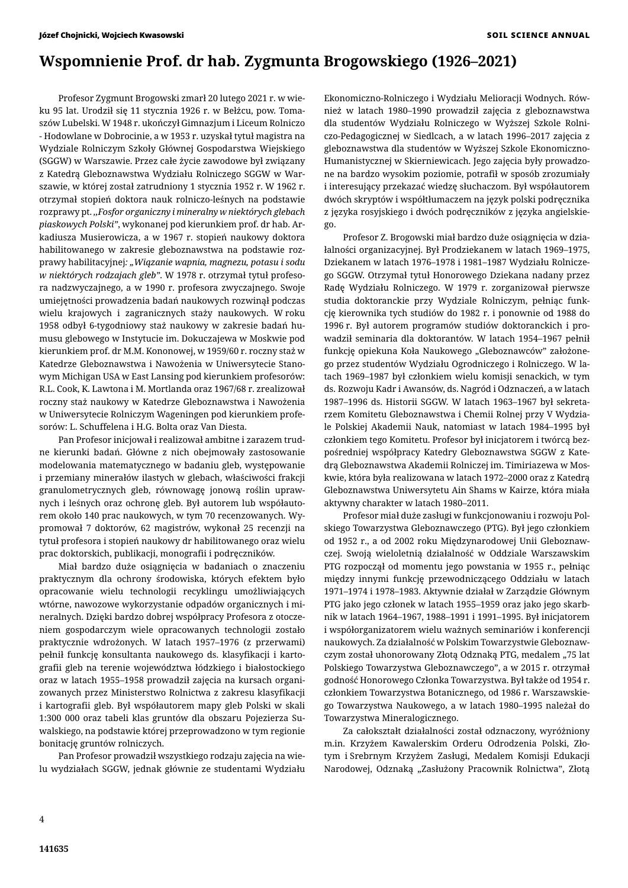# Wspomnienie Prof. dr hab. Zygmunta Brogowskiego (1926–2021)

Profesor Zygmunt Brogowski zmarł 20 lutego 2021 r. w wieku 95 lat. Urodził się 11 stycznia 1926 r. w Bełżcu, pow. Tomaszów Lubelski. W 1948 r. ukończył Gimnazjum i Liceum Rolniczo - Hodowlane w Dobrocinie, a w 1953 r. uzyskał tytuł magistra na Wydziale Rolniczym Szkoły Głównej Gospodarstwa Wiejskiego (SGGW) w Warszawie. Przez całe życie zawodowe był związany z Katedrą Gleboznawstwa Wydziału Rolniczego SGGW w Warszawie, w której został zatrudniony 1 stycznia 1952 r. W 1962 r. otrzymał stopień doktora nauk rolniczo-leśnych na podstawie rozprawy pt. *„Fosfor organiczny i mineralny w niektórych glebach piaskowych Polski”*, wykonanej pod kierunkiem prof. dr hab. Arkadiusza Musierowicza, a w 1967 r. stopień naukowy doktora habilitowanego w zakresie gleboznawstwa na podstawie rozprawy habilitacyjnej: *„Wiązanie wapnia, magnezu, potasu i sodu w niektórych rodzajach gleb”*. W 1978 r. otrzymał tytuł profesora nadzwyczajnego, a w 1990 r. profesora zwyczajnego. Swoje umiejętności prowadzenia badań naukowych rozwinął podczas wielu krajowych i zagranicznych staży naukowych. W roku 1958 odbył 6-tygodniowy staż naukowy w zakresie badań humusu glebowego w Instytucie im. Dokuczajewa w Moskwie pod kierunkiem prof. dr M.M. Kononowej, w 1959/60 r. roczny staż w Katedrze Gleboznawstwa i Nawożenia w Uniwersytecie Stanowym Michigan USA w East Lansing pod kierunkiem profesorów: R.L. Cook, K. Lawtona i M. Mortlanda oraz 1967/68 r. zrealizował roczny staż naukowy w Katedrze Gleboznawstwa i Nawożenia w Uniwersytecie Rolniczym Wageningen pod kierunkiem profesorów: L. Schuffelena i H.G. Bolta oraz Van Diesta.

Pan Profesor inicjował i realizował ambitne i zarazem trudne kierunki badań. Główne z nich obejmowały zastosowanie modelowania matematycznego w badaniu gleb, występowanie i przemiany minerałów ilastych w glebach, właściwości frakcji granulometrycznych gleb, równowagę jonową roślin uprawnych i leśnych oraz ochronę gleb. Był autorem lub współautorem około 140 prac naukowych, w tym 70 recenzowanych. Wypromował 7 doktorów, 62 magistrów, wykonał 25 recenzji na tytuł profesora i stopień naukowy dr habilitowanego oraz wielu prac doktorskich, publikacji, monografii i podręczników.

Miał bardzo duże osiągnięcia w badaniach o znaczeniu praktycznym dla ochrony środowiska, których efektem było opracowanie wielu technologii recyklingu umożliwiających wtórne, nawozowe wykorzystanie odpadów organicznych i mineralnych. Dzięki bardzo dobrej współpracy Profesora z otoczeniem gospodarczym wiele opracowanych technologii zostało praktycznie wdrożonych. W latach 1957–1976 (z przerwami) pełnił funkcję konsultanta naukowego ds. klasyfikacji i kartografii gleb na terenie województwa łódzkiego i białostockiego oraz w latach 1955–1958 prowadził zajęcia na kursach organizowanych przez Ministerstwo Rolnictwa z zakresu klasyfikacji i kartografii gleb. Był współautorem mapy gleb Polski w skali 1:300 000 oraz tabeli klas gruntów dla obszaru Pojezierza Suwalskiego, na podstawie której przeprowadzono w tym regionie bonitację gruntów rolniczych.

Pan Profesor prowadził wszystkiego rodzaju zajęcia na wielu wydziałach SGGW, jednak głównie ze studentami Wydziału Ekonomiczno-Rolniczego i Wydziału Melioracji Wodnych. Również w latach 1980–1990 prowadził zajęcia z gleboznawstwa dla studentów Wydziału Rolniczego w Wyższej Szkole Rolniczo-Pedagogicznej w Siedlcach, a w latach 1996–2017 zajęcia z gleboznawstwa dla studentów w Wyższej Szkole Ekonomiczno-Humanistycznej w Skierniewicach. Jego zajęcia były prowadzone na bardzo wysokim poziomie, potrafił w sposób zrozumiały i interesujący przekazać wiedzę słuchaczom. Był współautorem dwóch skryptów i współtłumaczem na język polski podręcznika z języka rosyjskiego i dwóch podręczników z języka angielskiego.

Profesor Z. Brogowski miał bardzo duże osiągnięcia w działalności organizacyjnej. Był Prodziekanem w latach 1969–1975, Dziekanem w latach 1976–1978 i 1981–1987 Wydziału Rolniczego SGGW. Otrzymał tytuł Honorowego Dziekana nadany przez Radę Wydziału Rolniczego. W 1979 r. zorganizował pierwsze studia doktoranckie przy Wydziale Rolniczym, pełniąc funkcję kierownika tych studiów do 1982 r. i ponownie od 1988 do 1996 r. Był autorem programów studiów doktoranckich i prowadził seminaria dla doktorantów. W latach 1954–1967 pełnił funkcję opiekuna Koła Naukowego „Gleboznawców” założonego przez studentów Wydziału Ogrodniczego i Rolniczego. W latach 1969–1987 był członkiem wielu komisji senackich, w tym ds. Rozwoju Kadr i Awansów, ds. Nagród i Odznaczeń, a w latach 1987–1996 ds. Historii SGGW. W latach 1963–1967 był sekretarzem Komitetu Gleboznawstwa i Chemii Rolnej przy V Wydziale Polskiej Akademii Nauk, natomiast w latach 1984–1995 był członkiem tego Komitetu. Profesor był inicjatorem i twórcą bezpośredniej współpracy Katedry Gleboznawstwa SGGW z Katedrą Gleboznawstwa Akademii Rolniczej im. Timiriazewa w Moskwie, która była realizowana w latach 1972–2000 oraz z Katedrą Gleboznawstwa Uniwersytetu Ain Shams w Kairze, która miała aktywny charakter w latach 1980–2011.

Profesor miał duże zasługi w funkcjonowaniu i rozwoju Polskiego Towarzystwa Gleboznawczego (PTG). Był jego członkiem od 1952 r., a od 2002 roku Międzynarodowej Unii Gleboznawczej. Swoją wieloletnią działalność w Oddziale Warszawskim PTG rozpoczął od momentu jego powstania w 1955 r., pełniąc między innymi funkcję przewodniczącego Oddziału w latach 1971–1974 i 1978–1983. Aktywnie działał w Zarządzie Głównym PTG jako jego członek w latach 1955–1959 oraz jako jego skarbnik w latach 1964–1967, 1988–1991 i 1991–1995. Był inicjatorem i współorganizatorem wielu ważnych seminariów i konferencji naukowych. Za działalność w Polskim Towarzystwie Gleboznawczym został uhonorowany Złotą Odznaką PTG, medalem „75 lat Polskiego Towarzystwa Gleboznawczego”, a w 2015 r. otrzymał godność Honorowego Członka Towarzystwa. Był także od 1954 r. członkiem Towarzystwa Botanicznego, od 1986 r. Warszawskiego Towarzystwa Naukowego, a w latach 1980–1995 należał do Towarzystwa Mineralogicznego.

Za całokształt działalności został odznaczony, wyróżniony m.in. Krzyżem Kawalerskim Orderu Odrodzenia Polski, Złotym i Srebrnym Krzyżem Zasługi, Medalem Komisji Edukacji Narodowej, Odznaką „Zasłużony Pracownik Rolnictwa”, Złotą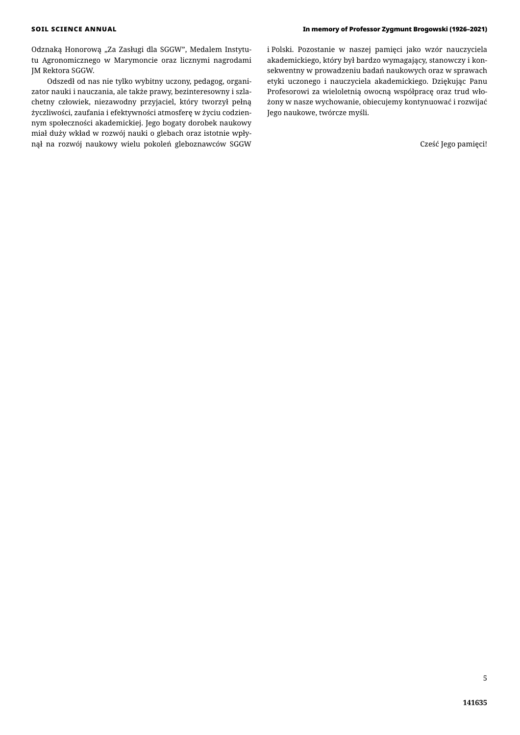Odznaką Honorową „Za Zasługi dla SGGW", Medalem Instytutu Agronomicznego w Marymoncie oraz licznymi nagrodami JM Rektora SGGW.

Odszedł od nas nie tylko wybitny uczony, pedagog, organizator nauki i nauczania, ale także prawy, bezinteresowny i szlachetny człowiek, niezawodny przyjaciel, który tworzył pełną życzliwości, zaufania i efektywności atmosferę w życiu codziennym społeczności akademickiej. Jego bogaty dorobek naukowy miał duży wkład w rozwój nauki o glebach oraz istotnie wpłynął na rozwój naukowy wielu pokoleń gleboznawców SGGW i Polski. Pozostanie w naszej pamięci jako wzór nauczyciela akademickiego, który był bardzo wymagający, stanowczy i konsekwentny w prowadzeniu badań naukowych oraz w sprawach etyki uczonego i nauczyciela akademickiego. Dziękując Panu Profesorowi za wieloletnią owocną współpracę oraz trud włożony w nasze wychowanie, obiecujemy kontynuować i rozwijać Jego naukowe, twórcze myśli.

Cześć Jego pamięci!

141635